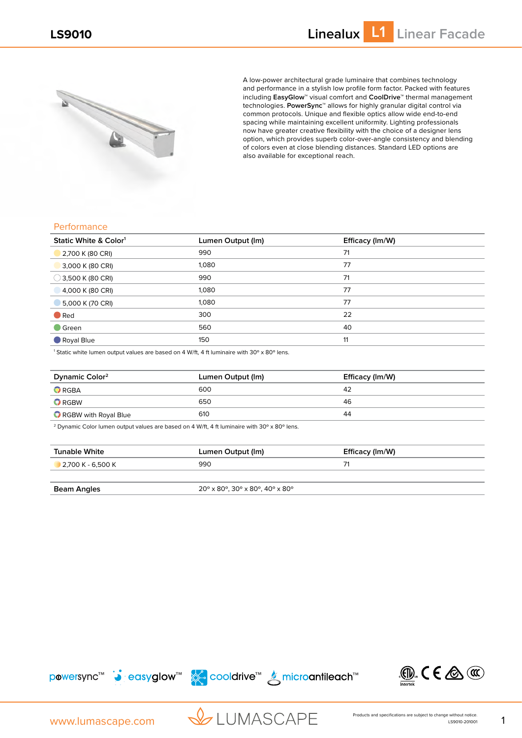# LS9010

## Lineaux L1 Linear Facade

A low-power architectural grade luminaire that combines technology and performance in a stylish low profile form factor. Packed with features including **EasyGlow**™ visual comfort and **CoolDrive**™ thermal management technologies. **PowerSync**™ allows for highly granular digital control via common protocols. Unique and flexible optics allow wide end-to-end spacing while maintaining excellent uniformity. Lighting professionals now have greater creative flexibility with the choice of a designer lens option, which provides superb color-over-angle consistency and blending of colors even at close blending distances. Standard LED options are also available for exceptional reach.

## Performance

| Static White & Color[1] | Lumen Output (lm) | Efficacy (lm/W) |
|---|---|---|
| 2,700 K (80 CRI) | 990 | 71 |
| 3,000 K (80 CRI) | 1,080 | 77 |
| 3,500 K (80 CRI) | 990 | 71 |
| 4,000 K (80 CRI) | 1,080 | 77 |
| 5,000 K (70 CRI) | 1,080 | 77 |
| Red | 300 | 22 |
| Green | 560 | 40 |
| Royal Blue | 150 | 11 |

[1] Static white lumen output values are based on 4 W/ft, 4 ft luminaire with 30° x 80° lens.

| Dynamic Color[2] | Lumen Output (lm) | Efficacy (lm/W) |
|---|---|---|
| RGBA | 600 | 42 |
| RGBW | 650 | 46 |
| RGBW with Royal Blue | 610 | 44 |

[2] Dynamic Color lumen output values are based on 4 W/ft, 4 ft luminaire with 30° x 80° lens.

| Tunable White | Lumen Output (lm) | Efficacy (lm/W) |
|---|---|---|
| 2,700 K - 6,500 K | 990 | 71 |

| Beam Angles | 20° x 80°, 30° x 80°, 40° x 80° |
|---|---|

powersync™ easyglow™ cooldrive™ microantileach™

www.lumascape.com

LUMASCAPE

Products and specifications are subject to change without notice.
LS9010-201001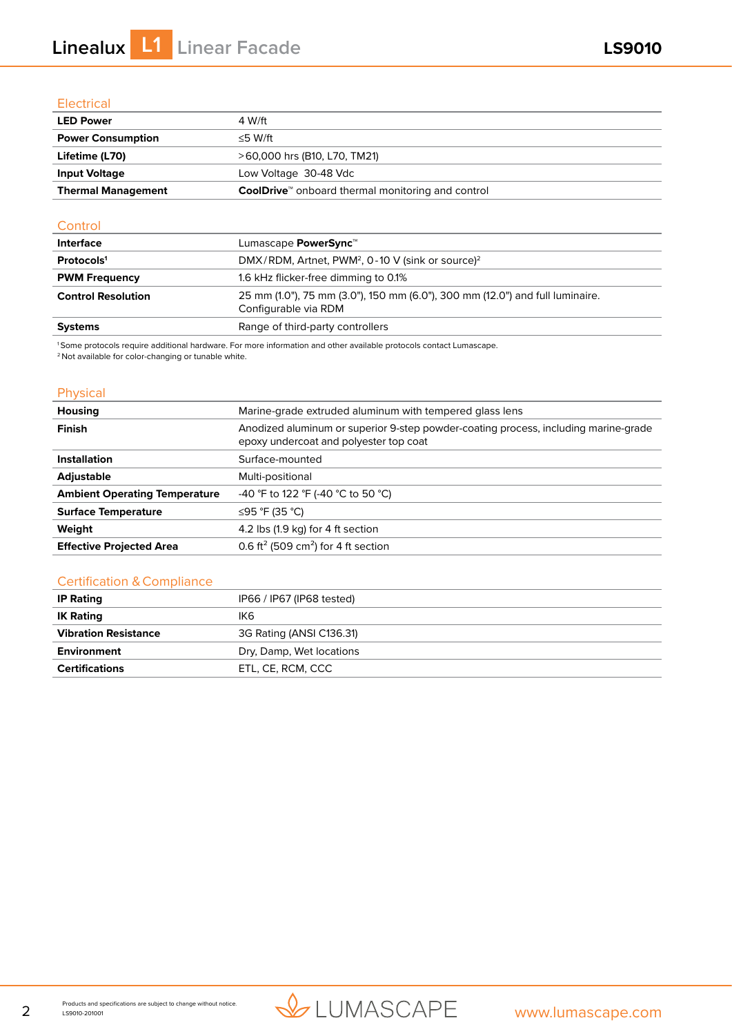## Electrical

| | |
|---|---|
| **LED Power** | 4 W/ft |
| **Power Consumption** | ≤5 W/ft |
| **Lifetime (L70)** | >60,000 hrs (B10, L70, TM21) |
| **Input Voltage** | Low Voltage 30-48 Vdc |
| **Thermal Management** | **CoolDrive**™ onboard thermal monitoring and control |

## Control

| | |
|---|---|
| **Interface** | Lumascape **PowerSync**™ |
| **Protocols**[1] | DMX/RDM, Artnet, PWM[2], 0-10 V (sink or source)[2] |
| **PWM Frequency** | 1.6 kHz flicker-free dimming to 0.1% |
| **Control Resolution** | 25 mm (1.0"), 75 mm (3.0"), 150 mm (6.0"), 300 mm (12.0") and full luminaire. Configurable via RDM |
| **Systems** | Range of third-party controllers |

[1] Some protocols require additional hardware. For more information and other available protocols contact Lumascape.
[2] Not available for color-changing or tunable white.

## Physical

| | |
|---|---|
| **Housing** | Marine-grade extruded aluminum with tempered glass lens |
| **Finish** | Anodized aluminum or superior 9-step powder-coating process, including marine-grade epoxy undercoat and polyester top coat |
| **Installation** | Surface-mounted |
| **Adjustable** | Multi-positional |
| **Ambient Operating Temperature** | -40 °F to 122 °F (-40 °C to 50 °C) |
| **Surface Temperature** | ≤95 °F (35 °C) |
| **Weight** | 4.2 lbs (1.9 kg) for 4 ft section |
| **Effective Projected Area** | 0.6 $ft^2$ (509 $cm^2$) for 4 ft section |

## Certification & Compliance

| | |
|---|---|
| **IP Rating** | IP66 / IP67 (IP68 tested) |
| **IK Rating** | IK6 |
| **Vibration Resistance** | 3G Rating (ANSI C136.31) |
| **Environment** | Dry, Damp, Wet locations |
| **Certifications** | ETL, CE, RCM, CCC |

Products and specifications are subject to change without notice.
LS9010-201001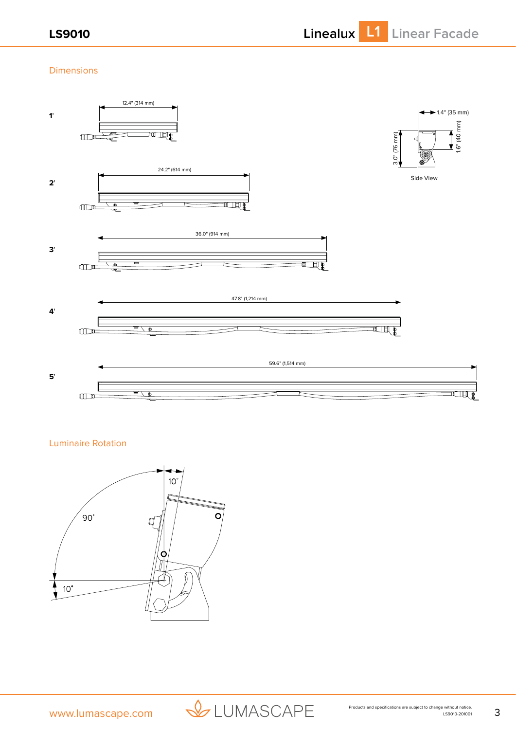## Dimensions

1'

12.4" (314 mm)

2'

24.2" (614 mm)

3'

36.0" (914 mm)

4'

47.8" (1,214 mm)

5'

59.6" (1,514 mm)

1.4" (35 mm)

3.0" (76 mm)

1.6" (40 mm)

Side View

## Luminaire Rotation

10°

90°

10°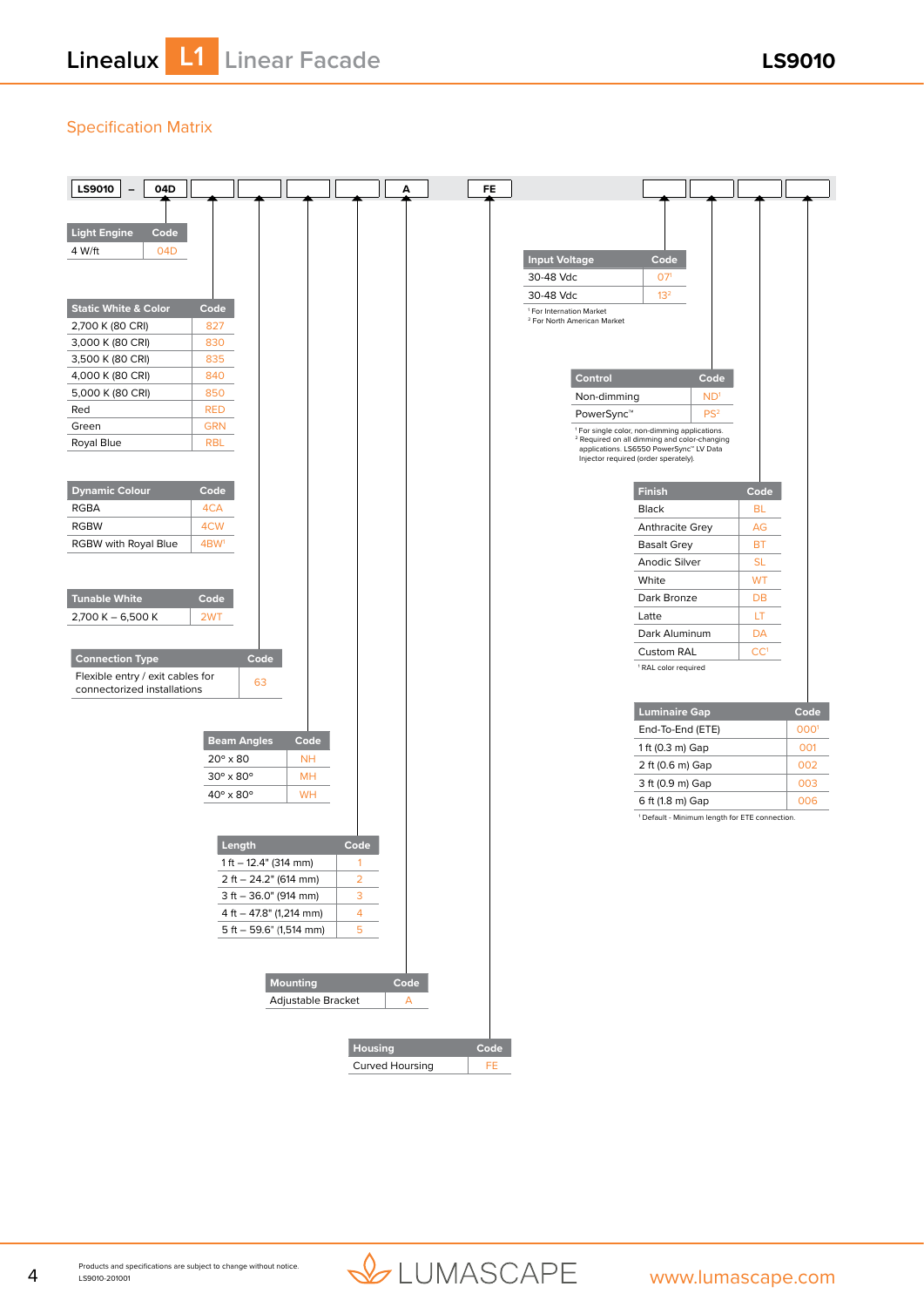## Specification Matrix

LS9010 – 04D – [ ] – [ ] – [ ] – [ ] – A – FE – [ ] – [ ] – [ ] – [ ]

| Light Engine | Code |
|---|---|
| 4 W/ft | 04D |

| Static White & Color | Code |
|---|---|
| 2,700 K (80 CRI) | 827 |
| 3,000 K (80 CRI) | 830 |
| 3,500 K (80 CRI) | 835 |
| 4,000 K (80 CRI) | 840 |
| 5,000 K (80 CRI) | 850 |
| Red | RED |
| Green | GRN |
| Royal Blue | RBL |

| Dynamic Colour | Code |
|---|---|
| RGBA | 4CA |
| RGBW | 4CW |
| RGBW with Royal Blue | 4BW[1] |

| Tunable White | Code |
|---|---|
| 2,700 K – 6,500 K | 2WT |

| Connection Type | Code |
|---|---|
| Flexible entry / exit cables for connectorized installations | 63 |

| Beam Angles | Code |
|---|---|
| 20° x 80 | NH |
| 30° x 80° | MH |
| 40° x 80° | WH |

| Length | Code |
|---|---|
| 1 ft – 12.4" (314 mm) | 1 |
| 2 ft – 24.2" (614 mm) | 2 |
| 3 ft – 36.0" (914 mm) | 3 |
| 4 ft – 47.8" (1,214 mm) | 4 |
| 5 ft – 59.6" (1,514 mm) | 5 |

| Mounting | Code |
|---|---|
| Adjustable Bracket | A |

| Housing | Code |
|---|---|
| Curved Hoursing | FE |

| Input Voltage | Code |
|---|---|
| 30-48 Vdc | 07[1] |
| 30-48 Vdc | 13[2] |

[1] For Internation Market
[2] For North American Market

| Control | Code |
|---|---|
| Non-dimming | ND[1] |
| PowerSync™ | PS[2] |

[1] For single color, non-dimming applications.
[2] Required on all dimming and color-changing applications. LS6550 PowerSync™ LV Data Injector required (order sperately).

| Finish | Code |
|---|---|
| Black | BL |
| Anthracite Grey | AG |
| Basalt Grey | BT |
| Anodic Silver | SL |
| White | WT |
| Dark Bronze | DB |
| Latte | LT |
| Dark Aluminum | DA |
| Custom RAL | CC[1] |

[1] RAL color required

| Luminaire Gap | Code |
|---|---|
| End-To-End (ETE) | 000[1] |
| 1 ft (0.3 m) Gap | 001 |
| 2 ft (0.6 m) Gap | 002 |
| 3 ft (0.9 m) Gap | 003 |
| 6 ft (1.8 m) Gap | 006 |

[1] Default - Minimum length for ETE connection.

Products and specifications are subject to change without notice.
LS9010-201001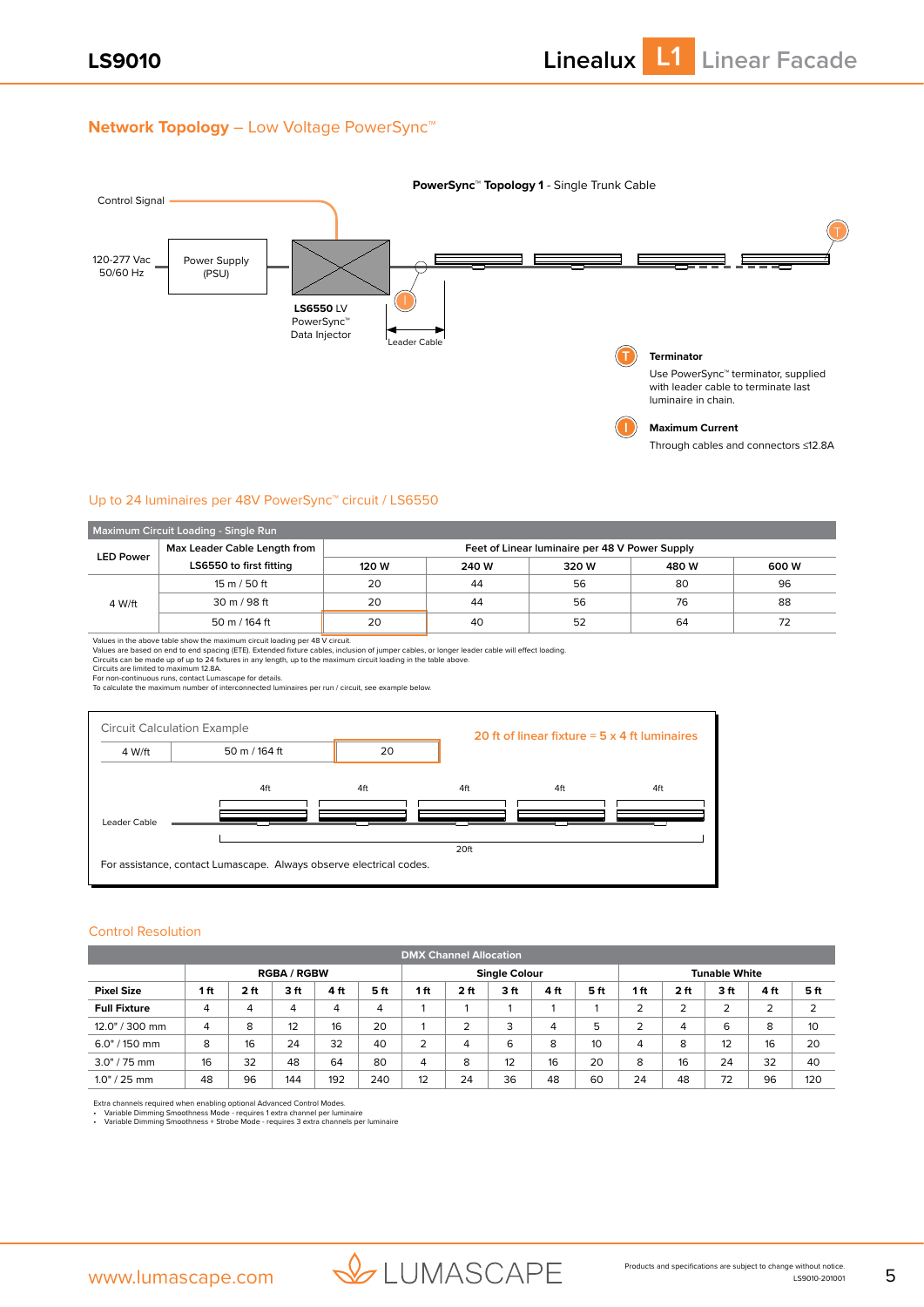## Network Topology – Low Voltage PowerSync™

**PowerSync™ Topology 1** - Single Trunk Cable

Control Signal

120-277 Vac 50/60 Hz

Power Supply (PSU)

**LS6550** LV PowerSync™ Data Injector

Leader Cable

**Terminator**
Use PowerSync™ terminator, supplied with leader cable to terminate last luminaire in chain.

**Maximum Current**
Through cables and connectors ≤12.8A

### Up to 24 luminaires per 48V PowerSync™ circuit / LS6550

| Maximum Circuit Loading - Single Run | | | | | | |
|---|---|---|---|---|---|---|
| **LED Power** | **Max Leader Cable Length from LS6550 to first fitting** | **Feet of Linear luminaire per 48 V Power Supply** | | | | |
| | | **120 W** | **240 W** | **320 W** | **480 W** | **600 W** |
| 4 W/ft | 15 m / 50 ft | 20 | 44 | 56 | 80 | 96 |
| | 30 m / 98 ft | 20 | 44 | 56 | 76 | 88 |
| | 50 m / 164 ft | 20 | 40 | 52 | 64 | 72 |

Values in the above table show the maximum circuit loading per 48 V circuit.
Values are based on end to end spacing (ETE). Extended fixture cables, inclusion of jumper cables, or longer leader cable will effect loading.
Circuits can be made up of up to 24 fixtures in any length, up to the maximum circuit loading in the table above.
Circuits are limited to maximum 12.8A.
For non-continuous runs, contact Lumascape for details.
To calculate the maximum number of interconnected luminaires per run / circuit, see example below.

**Circuit Calculation Example**

| 4 W/ft | 50 m / 164 ft | 20 |
|---|---|---|

20 ft of linear fixture = 5 x 4 ft luminaires

Leader Cable — 4ft, 4ft, 4ft, 4ft, 4ft — 20ft

For assistance, contact Lumascape. Always observe electrical codes.

### Control Resolution

| DMX Channel Allocation | | | | | | | | | | | | | | | |
|---|---|---|---|---|---|---|---|---|---|---|---|---|---|---|---|
| | **RGBA / RGBW** | | | | | **Single Colour** | | | | | **Tunable White** | | | | |
| **Pixel Size** | **1 ft** | **2 ft** | **3 ft** | **4 ft** | **5 ft** | **1 ft** | **2 ft** | **3 ft** | **4 ft** | **5 ft** | **1 ft** | **2 ft** | **3 ft** | **4 ft** | **5 ft** |
| **Full Fixture** | 4 | 4 | 4 | 4 | 4 | 1 | 1 | 1 | 1 | 1 | 2 | 2 | 2 | 2 | 2 |
| 12.0" / 300 mm | 4 | 8 | 12 | 16 | 20 | 1 | 2 | 3 | 4 | 5 | 2 | 4 | 6 | 8 | 10 |
| 6.0" / 150 mm | 8 | 16 | 24 | 32 | 40 | 2 | 4 | 6 | 8 | 10 | 4 | 8 | 12 | 16 | 20 |
| 3.0" / 75 mm | 16 | 32 | 48 | 64 | 80 | 4 | 8 | 12 | 16 | 20 | 8 | 16 | 24 | 32 | 40 |
| 1.0" / 25 mm | 48 | 96 | 144 | 192 | 240 | 12 | 24 | 36 | 48 | 60 | 24 | 48 | 72 | 96 | 120 |

Extra channels required when enabling optional Advanced Control Modes.

- Variable Dimming Smoothness Mode - requires 1 extra channel per luminaire
- Variable Dimming Smoothness + Strobe Mode - requires 3 extra channels per luminaire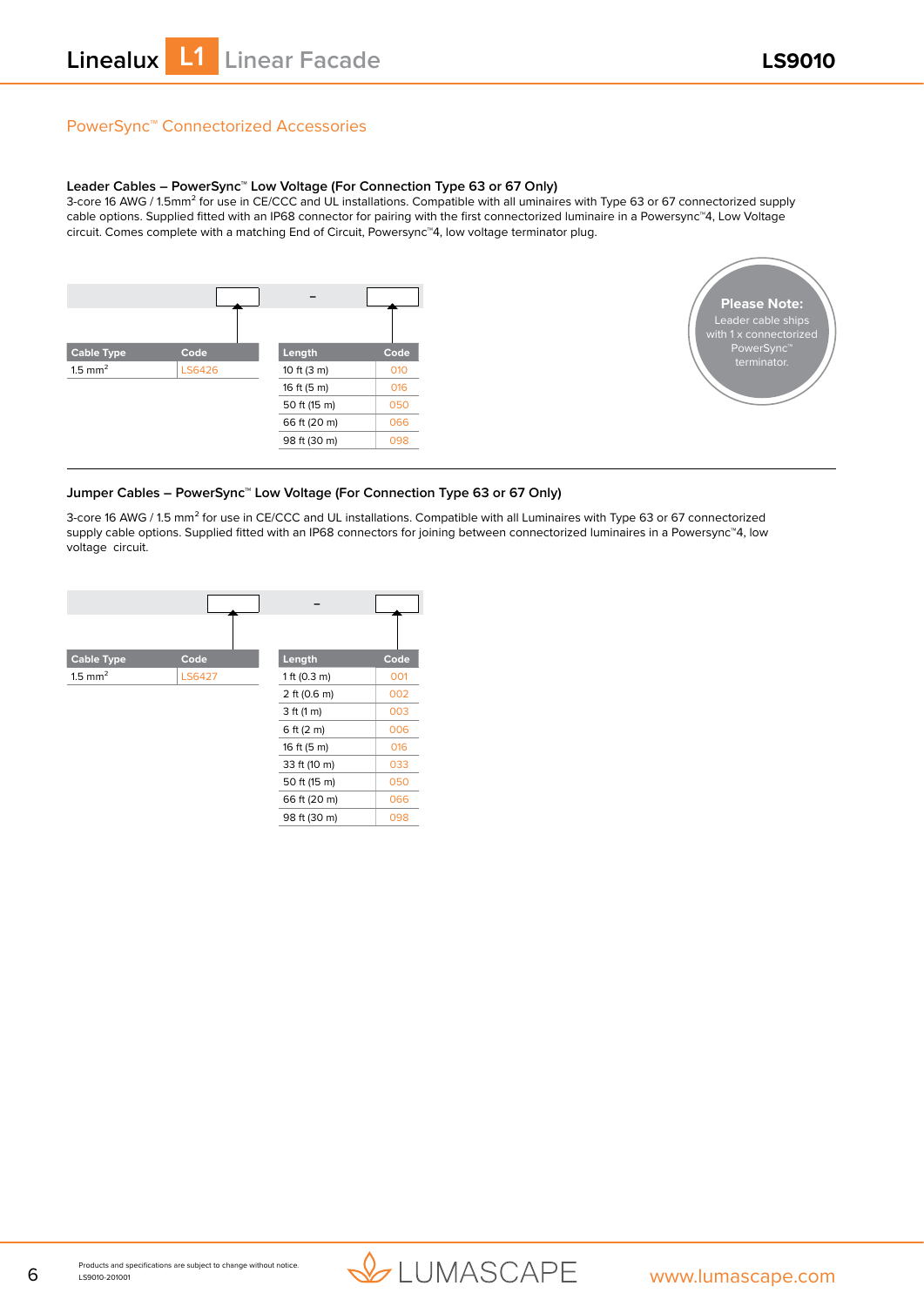## PowerSync™ Connectorized Accessories

### Leader Cables – PowerSync™ Low Voltage (For Connection Type 63 or 67 Only)

3-core 16 AWG / 1.5mm² for use in CE/CCC and UL installations. Compatible with all uminaires with Type 63 or 67 connectorized supply cable options. Supplied fitted with an IP68 connector for pairing with the first connectorized luminaire in a Powersync™4, Low Voltage circuit. Comes complete with a matching End of Circuit, Powersync™4, low voltage terminator plug.

[ ] – [ ]

| Cable Type | Code |
|---|---|
| 1.5 mm² | LS6426 |

| Length | Code |
|---|---|
| 10 ft (3 m) | 010 |
| 16 ft (5 m) | 016 |
| 50 ft (15 m) | 050 |
| 66 ft (20 m) | 066 |
| 98 ft (30 m) | 098 |

**Please Note:** Leader cable ships with 1 x connectorized PowerSync™ terminator.

---

### Jumper Cables – PowerSync™ Low Voltage (For Connection Type 63 or 67 Only)

3-core 16 AWG / 1.5 mm² for use in CE/CCC and UL installations. Compatible with all Luminaires with Type 63 or 67 connectorized supply cable options. Supplied fitted with an IP68 connectors for joining between connectorized luminaires in a Powersync™4, low voltage circuit.

[ ] – [ ]

| Cable Type | Code |
|---|---|
| 1.5 mm² | LS6427 |

| Length | Code |
|---|---|
| 1 ft (0.3 m) | 001 |
| 2 ft (0.6 m) | 002 |
| 3 ft (1 m) | 003 |
| 6 ft (2 m) | 006 |
| 16 ft (5 m) | 016 |
| 33 ft (10 m) | 033 |
| 50 ft (15 m) | 050 |
| 66 ft (20 m) | 066 |
| 98 ft (30 m) | 098 |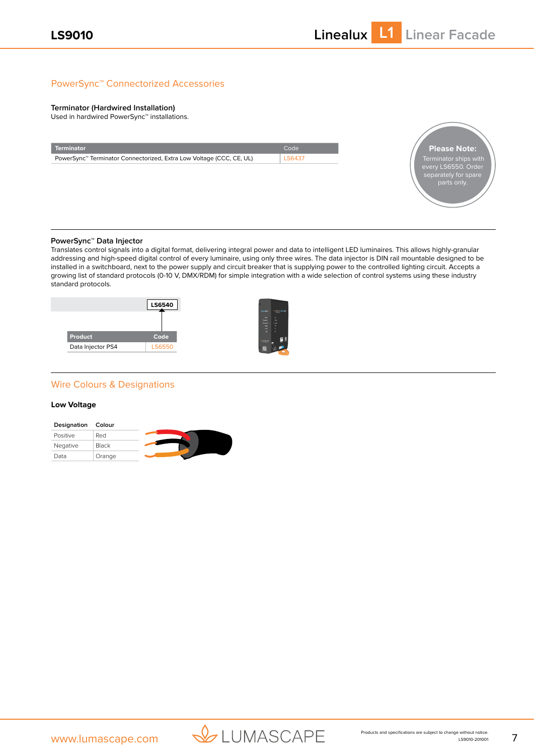## PowerSync™ Connectorized Accessories

**Terminator (Hardwired Installation)**
Used in hardwired PowerSync™ installations.

| Terminator | Code |
|---|---|
| PowerSync™ Terminator Connectorized, Extra Low Voltage (CCC, CE, UL) | LS6437 |

**Please Note:**
Terminator ships with every LS6550. Order separately for spare parts only.

**PowerSync™ Data Injector**
Translates control signals into a digital format, delivering integral power and data to intelligent LED luminaires. This allows highly-granular addressing and high-speed digital control of every luminaire, using only three wires. The data injector is DIN rail mountable designed to be installed in a switchboard, next to the power supply and circuit breaker that is supplying power to the controlled lighting circuit. Accepts a growing list of standard protocols (0-10 V, DMX/RDM) for simple integration with a wide selection of control systems using these industry standard protocols.

LS6540

| Product | Code |
|---|---|
| Data Injector PS4 | LS6550 |

## Wire Colours & Designations

**Low Voltage**

| Designation | Colour |
|---|---|
| Positive | Red |
| Negative | Black |
| Data | Orange |

www.lumascape.com

LUMASCAPE

Products and specifications are subject to change without notice.
LS9010-201001